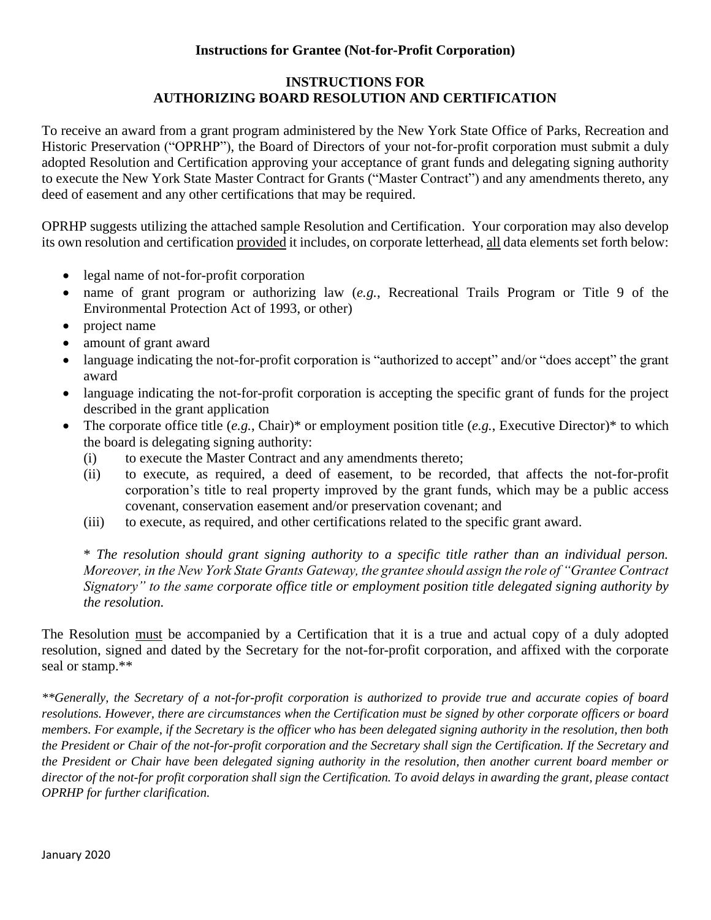**Instructions for Grantee (Not-for-Profit Corporation)**

## INSTRUCTIONS FOR AUTHORIZING BOARD RESOLUTION AND CERTIFICATION

To receive an award from a grant program administered by the New York State Office of Parks, Recreation and Historic Preservation ("OPRHP"), the Board of Directors of your not-for-profit corporation must submit a duly adopted Resolution and Certification approving your acceptance of grant funds and delegating signing authority to execute the New York State Master Contract for Grants ("Master Contract") and any amendments thereto, any deed of easement and any other certifications that may be required.

OPRHP suggests utilizing the attached sample Resolution and Certification. Your corporation may also develop its own resolution and certification <u>provided</u> it includes, on corporate letterhead, <u>all</u> data elements set forth below:

- legal name of not-for-profit corporation
- name of grant program or authorizing law (*e.g.*, Recreational Trails Program or Title 9 of the Environmental Protection Act of 1993, or other)
- project name
- amount of grant award
- language indicating the not-for-profit corporation is "authorized to accept" and/or "does accept" the grant award
- language indicating the not-for-profit corporation is accepting the specific grant of funds for the project described in the grant application
- The corporate office title (*e.g.*, Chair)* or employment position title (*e.g.*, Executive Director)* to which the board is delegating signing authority:
  - (i) to execute the Master Contract and any amendments thereto;
  - (ii) to execute, as required, a deed of easement, to be recorded, that affects the not-for-profit corporation's title to real property improved by the grant funds, which may be a public access covenant, conservation easement and/or preservation covenant; and
  - (iii) to execute, as required, and other certifications related to the specific grant award.

  \* *The resolution should grant signing authority to a specific title rather than an individual person. Moreover, in the New York State Grants Gateway, the grantee should assign the role of "Grantee Contract Signatory" to the same corporate office title or employment position title delegated signing authority by the resolution.*

The Resolution <u>must</u> be accompanied by a Certification that it is a true and actual copy of a duly adopted resolution, signed and dated by the Secretary for the not-for-profit corporation, and affixed with the corporate seal or stamp.**

*\*\*Generally, the Secretary of a not-for-profit corporation is authorized to provide true and accurate copies of board resolutions. However, there are circumstances when the Certification must be signed by other corporate officers or board members. For example, if the Secretary is the officer who has been delegated signing authority in the resolution, then both the President or Chair of the not-for-profit corporation and the Secretary shall sign the Certification. If the Secretary and the President or Chair have been delegated signing authority in the resolution, then another current board member or director of the not-for profit corporation shall sign the Certification. To avoid delays in awarding the grant, please contact OPRHP for further clarification.*

January 2020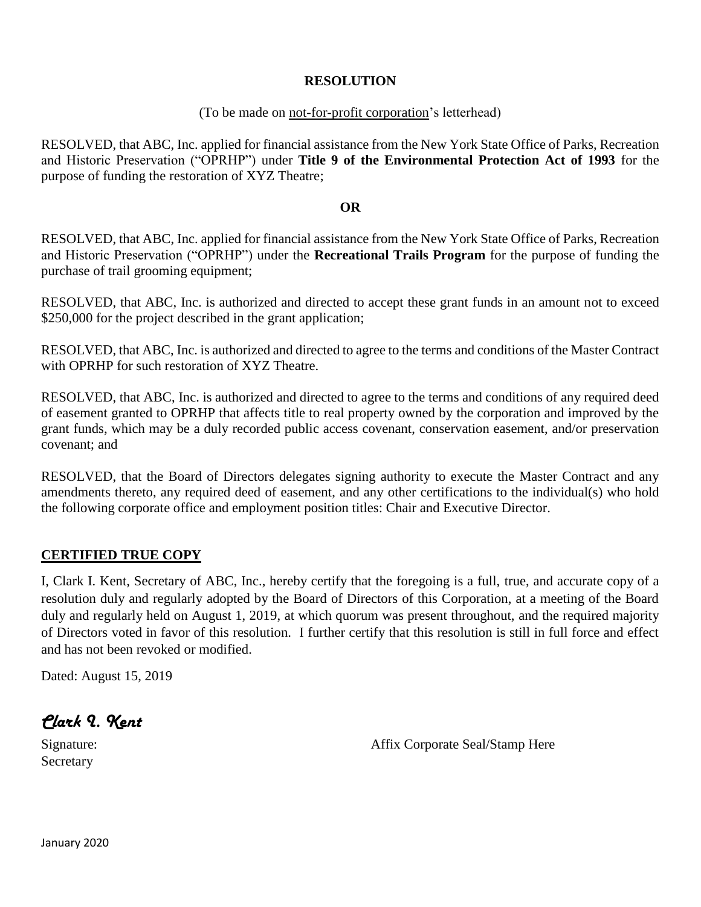**RESOLUTION**

(To be made on not-for-profit corporation's letterhead)

RESOLVED, that ABC, Inc. applied for financial assistance from the New York State Office of Parks, Recreation and Historic Preservation ("OPRHP") under **Title 9 of the Environmental Protection Act of 1993** for the purpose of funding the restoration of XYZ Theatre;

**OR**

RESOLVED, that ABC, Inc. applied for financial assistance from the New York State Office of Parks, Recreation and Historic Preservation ("OPRHP") under the **Recreational Trails Program** for the purpose of funding the purchase of trail grooming equipment;

RESOLVED, that ABC, Inc. is authorized and directed to accept these grant funds in an amount not to exceed $250,000 for the project described in the grant application;

RESOLVED, that ABC, Inc. is authorized and directed to agree to the terms and conditions of the Master Contract with OPRHP for such restoration of XYZ Theatre.

RESOLVED, that ABC, Inc. is authorized and directed to agree to the terms and conditions of any required deed of easement granted to OPRHP that affects title to real property owned by the corporation and improved by the grant funds, which may be a duly recorded public access covenant, conservation easement, and/or preservation covenant; and

RESOLVED, that the Board of Directors delegates signing authority to execute the Master Contract and any amendments thereto, any required deed of easement, and any other certifications to the individual(s) who hold the following corporate office and employment position titles: Chair and Executive Director.

**CERTIFIED TRUE COPY**

I, Clark I. Kent, Secretary of ABC, Inc., hereby certify that the foregoing is a full, true, and accurate copy of a resolution duly and regularly adopted by the Board of Directors of this Corporation, at a meeting of the Board duly and regularly held on August 1, 2019, at which quorum was present throughout, and the required majority of Directors voted in favor of this resolution. I further certify that this resolution is still in full force and effect and has not been revoked or modified.

Dated: August 15, 2019

*Clark I. Kent*

Signature:
Secretary

Affix Corporate Seal/Stamp Here

January 2020